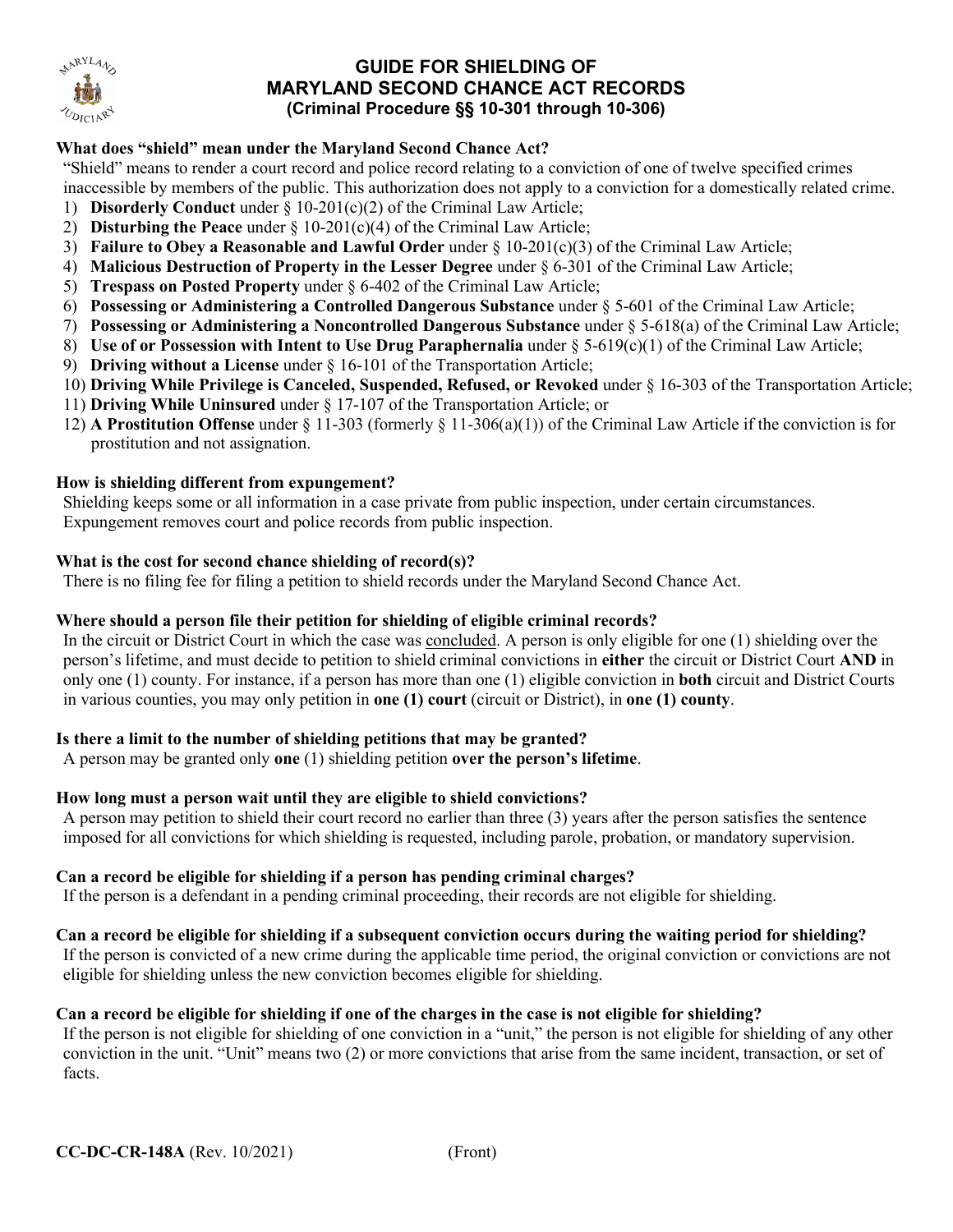# GUIDE FOR SHIELDING OF MARYLAND SECOND CHANCE ACT RECORDS

**(Criminal Procedure §§ 10-301 through 10-306)**

### What does "shield" mean under the Maryland Second Chance Act?

"Shield" means to render a court record and police record relating to a conviction of one of twelve specified crimes inaccessible by members of the public. This authorization does not apply to a conviction for a domestically related crime.

1) **Disorderly Conduct** under § 10-201(c)(2) of the Criminal Law Article;
2) **Disturbing the Peace** under § 10-201(c)(4) of the Criminal Law Article;
3) **Failure to Obey a Reasonable and Lawful Order** under § 10-201(c)(3) of the Criminal Law Article;
4) **Malicious Destruction of Property in the Lesser Degree** under § 6-301 of the Criminal Law Article;
5) **Trespass on Posted Property** under § 6-402 of the Criminal Law Article;
6) **Possessing or Administering a Controlled Dangerous Substance** under § 5-601 of the Criminal Law Article;
7) **Possessing or Administering a Noncontrolled Dangerous Substance** under § 5-618(a) of the Criminal Law Article;
8) **Use of or Possession with Intent to Use Drug Paraphernalia** under § 5-619(c)(1) of the Criminal Law Article;
9) **Driving without a License** under § 16-101 of the Transportation Article;
10) **Driving While Privilege is Canceled, Suspended, Refused, or Revoked** under § 16-303 of the Transportation Article;
11) **Driving While Uninsured** under § 17-107 of the Transportation Article; or
12) **A Prostitution Offense** under § 11-303 (formerly § 11-306(a)(1)) of the Criminal Law Article if the conviction is for prostitution and not assignation.

### How is shielding different from expungement?

Shielding keeps some or all information in a case private from public inspection, under certain circumstances. Expungement removes court and police records from public inspection.

### What is the cost for second chance shielding of record(s)?

There is no filing fee for filing a petition to shield records under the Maryland Second Chance Act.

### Where should a person file their petition for shielding of eligible criminal records?

In the circuit or District Court in which the case was concluded. A person is only eligible for one (1) shielding over the person's lifetime, and must decide to petition to shield criminal convictions in **either** the circuit or District Court **AND** in only one (1) county. For instance, if a person has more than one (1) eligible conviction in **both** circuit and District Courts in various counties, you may only petition in **one (1) court** (circuit or District), in **one (1) county**.

### Is there a limit to the number of shielding petitions that may be granted?

A person may be granted only **one** (1) shielding petition **over the person's lifetime**.

### How long must a person wait until they are eligible to shield convictions?

A person may petition to shield their court record no earlier than three (3) years after the person satisfies the sentence imposed for all convictions for which shielding is requested, including parole, probation, or mandatory supervision.

### Can a record be eligible for shielding if a person has pending criminal charges?

If the person is a defendant in a pending criminal proceeding, their records are not eligible for shielding.

### Can a record be eligible for shielding if a subsequent conviction occurs during the waiting period for shielding?

If the person is convicted of a new crime during the applicable time period, the original conviction or convictions are not eligible for shielding unless the new conviction becomes eligible for shielding.

### Can a record be eligible for shielding if one of the charges in the case is not eligible for shielding?

If the person is not eligible for shielding of one conviction in a "unit," the person is not eligible for shielding of any other conviction in the unit. "Unit" means two (2) or more convictions that arise from the same incident, transaction, or set of facts.

**CC-DC-CR-148A** (Rev. 10/2021) (Front)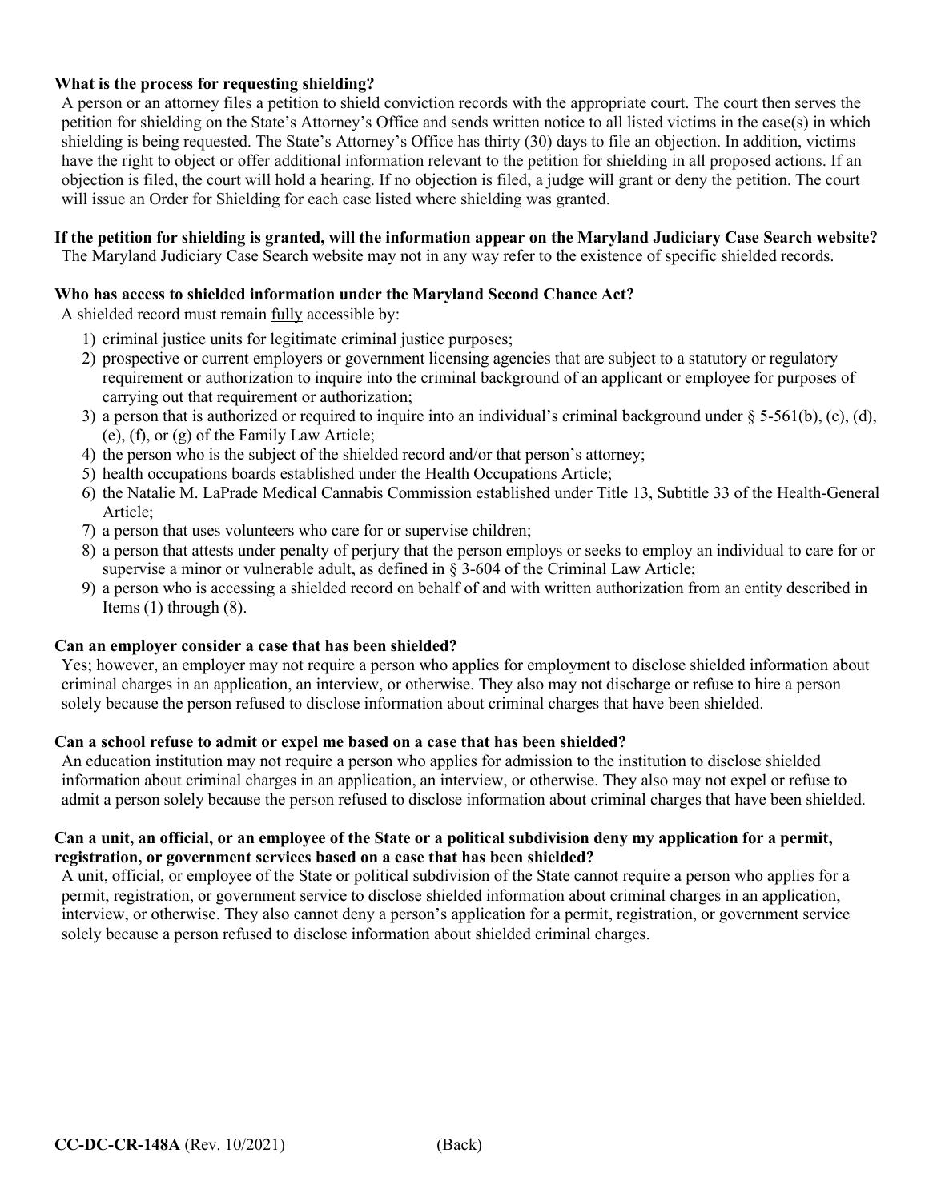**What is the process for requesting shielding?**

A person or an attorney files a petition to shield conviction records with the appropriate court. The court then serves the petition for shielding on the State's Attorney's Office and sends written notice to all listed victims in the case(s) in which shielding is being requested. The State's Attorney's Office has thirty (30) days to file an objection. In addition, victims have the right to object or offer additional information relevant to the petition for shielding in all proposed actions. If an objection is filed, the court will hold a hearing. If no objection is filed, a judge will grant or deny the petition. The court will issue an Order for Shielding for each case listed where shielding was granted.

**If the petition for shielding is granted, will the information appear on the Maryland Judiciary Case Search website?**

The Maryland Judiciary Case Search website may not in any way refer to the existence of specific shielded records.

**Who has access to shielded information under the Maryland Second Chance Act?**

A shielded record must remain fully accessible by:

1) criminal justice units for legitimate criminal justice purposes;
2) prospective or current employers or government licensing agencies that are subject to a statutory or regulatory requirement or authorization to inquire into the criminal background of an applicant or employee for purposes of carrying out that requirement or authorization;
3) a person that is authorized or required to inquire into an individual's criminal background under § 5-561(b), (c), (d), (e), (f), or (g) of the Family Law Article;
4) the person who is the subject of the shielded record and/or that person's attorney;
5) health occupations boards established under the Health Occupations Article;
6) the Natalie M. LaPrade Medical Cannabis Commission established under Title 13, Subtitle 33 of the Health-General Article;
7) a person that uses volunteers who care for or supervise children;
8) a person that attests under penalty of perjury that the person employs or seeks to employ an individual to care for or supervise a minor or vulnerable adult, as defined in § 3-604 of the Criminal Law Article;
9) a person who is accessing a shielded record on behalf of and with written authorization from an entity described in Items (1) through (8).

**Can an employer consider a case that has been shielded?**

Yes; however, an employer may not require a person who applies for employment to disclose shielded information about criminal charges in an application, an interview, or otherwise. They also may not discharge or refuse to hire a person solely because the person refused to disclose information about criminal charges that have been shielded.

**Can a school refuse to admit or expel me based on a case that has been shielded?**

An education institution may not require a person who applies for admission to the institution to disclose shielded information about criminal charges in an application, an interview, or otherwise. They also may not expel or refuse to admit a person solely because the person refused to disclose information about criminal charges that have been shielded.

**Can a unit, an official, or an employee of the State or a political subdivision deny my application for a permit, registration, or government services based on a case that has been shielded?**

A unit, official, or employee of the State or political subdivision of the State cannot require a person who applies for a permit, registration, or government service to disclose shielded information about criminal charges in an application, interview, or otherwise. They also cannot deny a person's application for a permit, registration, or government service solely because a person refused to disclose information about shielded criminal charges.

**CC-DC-CR-148A** (Rev. 10/2021) (Back)